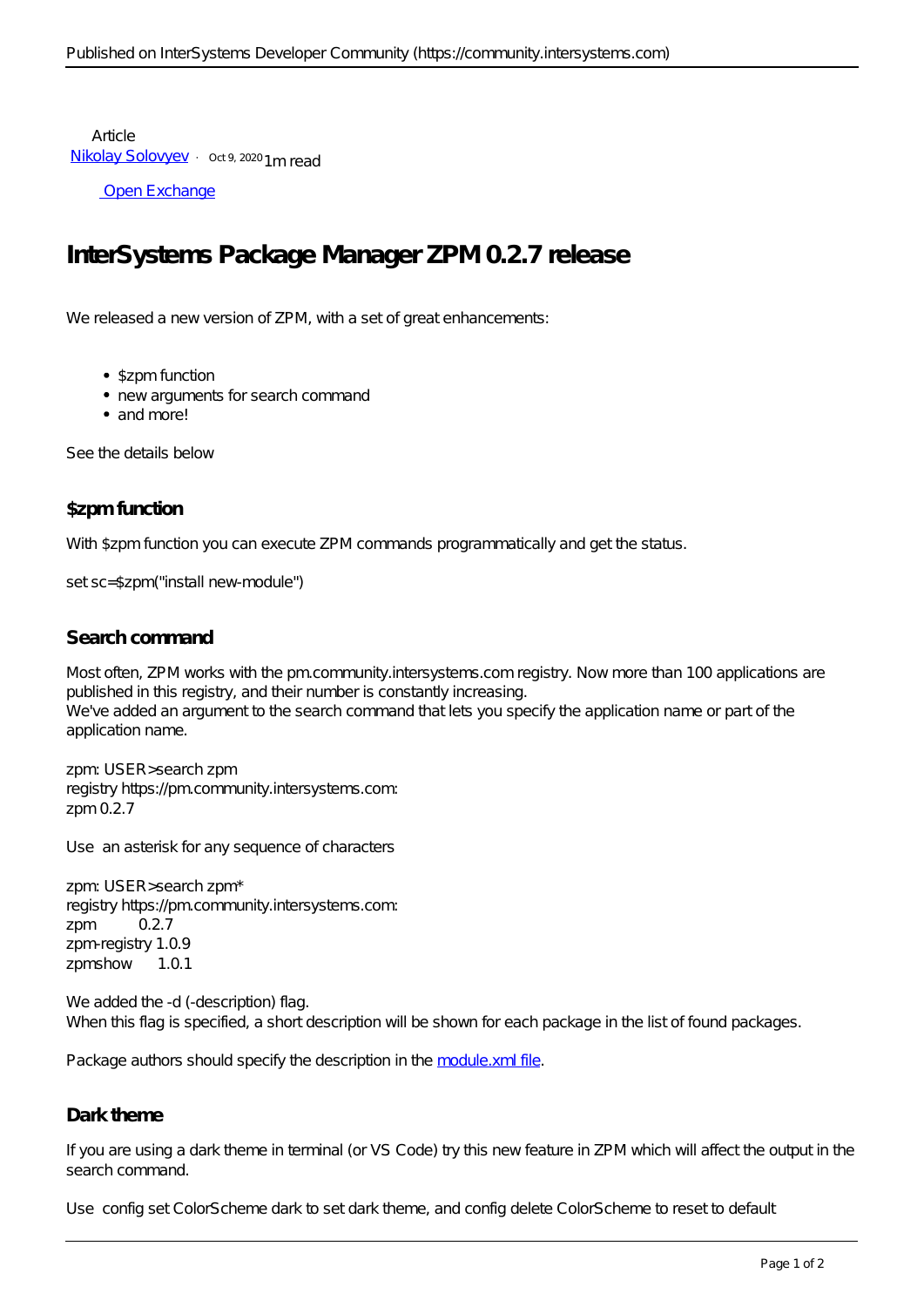Article
[Nikolay Solovyev] · Oct 9, 2020 1m read

[Open Exchange]

# InterSystems Package Manager ZPM 0.2.7 release

We released a new version of ZPM, with a set of great enhancements:

- $zpm function
- new arguments for search command
- and more!

See the details below

### $zpm function

With $zpm function you can execute ZPM commands programmatically and get the status.

```
set sc=$zpm("install new-module")
```

### Search command

Most often, ZPM works with the pm.community.intersystems.com registry. Now more than 100 applications are published in this registry, and their number is constantly increasing.
We've added an argument to the search command that lets you specify the application name or part of the application name.

```
zpm: USER>search zpm
registry https://pm.community.intersystems.com:
zpm 0.2.7
```

Use an asterisk for any sequence of characters

```
zpm: USER>search zpm*
registry https://pm.community.intersystems.com:
zpm          0.2.7
zpm-registry 1.0.9
zpmshow      1.0.1
```

We added the -d (-description) flag.
When this flag is specified, a short description will be shown for each package in the list of found packages.

Package authors should specify the description in the module.xml file.

### Dark theme

If you are using a dark theme in terminal (or VS Code) try this new feature in ZPM which will affect the output in the search command.

Use `config set ColorScheme dark` to set dark theme, and `config delete ColorScheme` to reset to default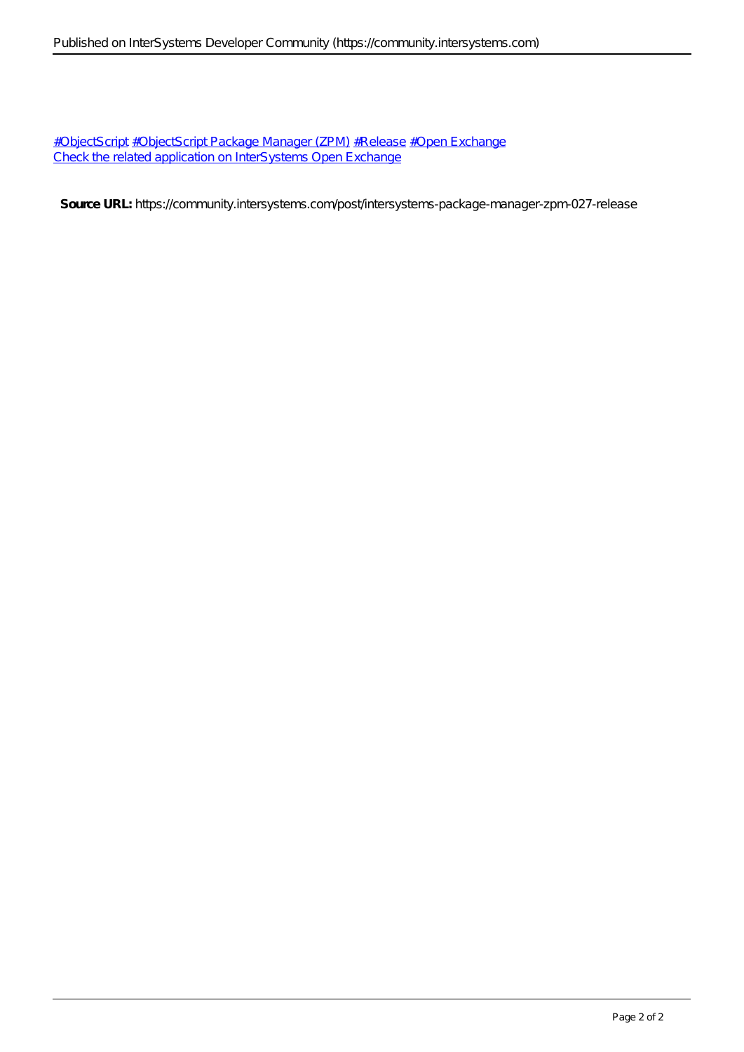#ObjectScript #ObjectScript Package Manager (ZPM) #Release #Open Exchange
Check the related application on InterSystems Open Exchange

**Source URL:** https://community.intersystems.com/post/intersystems-package-manager-zpm-027-release